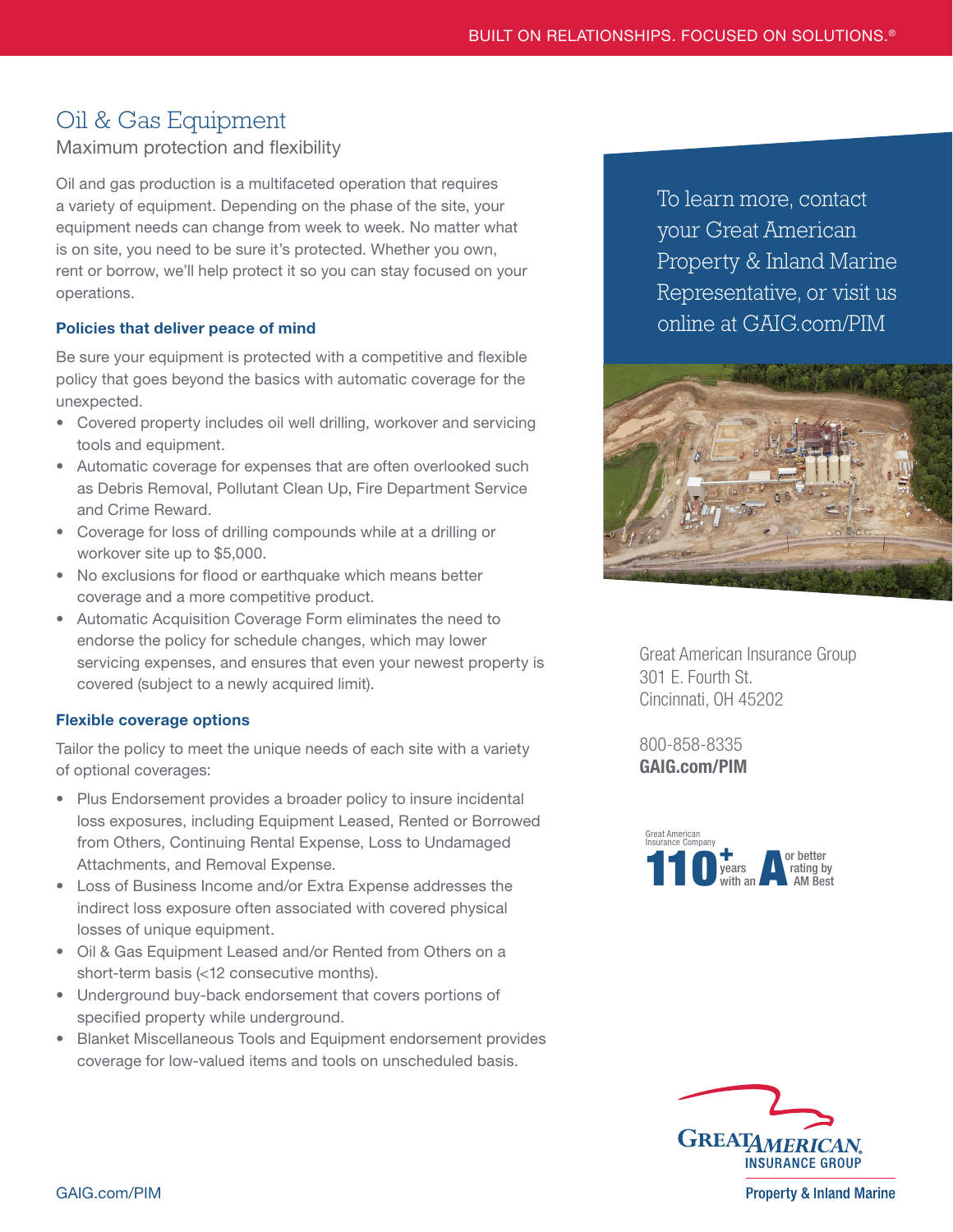BUILT ON RELATIONSHIPS. FOCUSED ON SOLUTIONS.®

# Oil & Gas Equipment

## Maximum protection and flexibility

Oil and gas production is a multifaceted operation that requires a variety of equipment. Depending on the phase of the site, your equipment needs can change from week to week. No matter what is on site, you need to be sure it's protected. Whether you own, rent or borrow, we'll help protect it so you can stay focused on your operations.

### Policies that deliver peace of mind

Be sure your equipment is protected with a competitive and flexible policy that goes beyond the basics with automatic coverage for the unexpected.

- Covered property includes oil well drilling, workover and servicing tools and equipment.
- Automatic coverage for expenses that are often overlooked such as Debris Removal, Pollutant Clean Up, Fire Department Service and Crime Reward.
- Coverage for loss of drilling compounds while at a drilling or workover site up to $5,000.
- No exclusions for flood or earthquake which means better coverage and a more competitive product.
- Automatic Acquisition Coverage Form eliminates the need to endorse the policy for schedule changes, which may lower servicing expenses, and ensures that even your newest property is covered (subject to a newly acquired limit).

### Flexible coverage options

Tailor the policy to meet the unique needs of each site with a variety of optional coverages:

- Plus Endorsement provides a broader policy to insure incidental loss exposures, including Equipment Leased, Rented or Borrowed from Others, Continuing Rental Expense, Loss to Undamaged Attachments, and Removal Expense.
- Loss of Business Income and/or Extra Expense addresses the indirect loss exposure often associated with covered physical losses of unique equipment.
- Oil & Gas Equipment Leased and/or Rented from Others on a short-term basis (<12 consecutive months).
- Underground buy-back endorsement that covers portions of specified property while underground.
- Blanket Miscellaneous Tools and Equipment endorsement provides coverage for low-valued items and tools on unscheduled basis.

To learn more, contact your Great American Property & Inland Marine Representative, or visit us online at GAIG.com/PIM

Great American Insurance Group
301 E. Fourth St.
Cincinnati, OH 45202

800-858-8335
**GAIG.com/PIM**

Great American Insurance Company 110+ years with an A or better rating by AM Best

GREAT AMERICAN INSURANCE GROUP
Property & Inland Marine

GAIG.com/PIM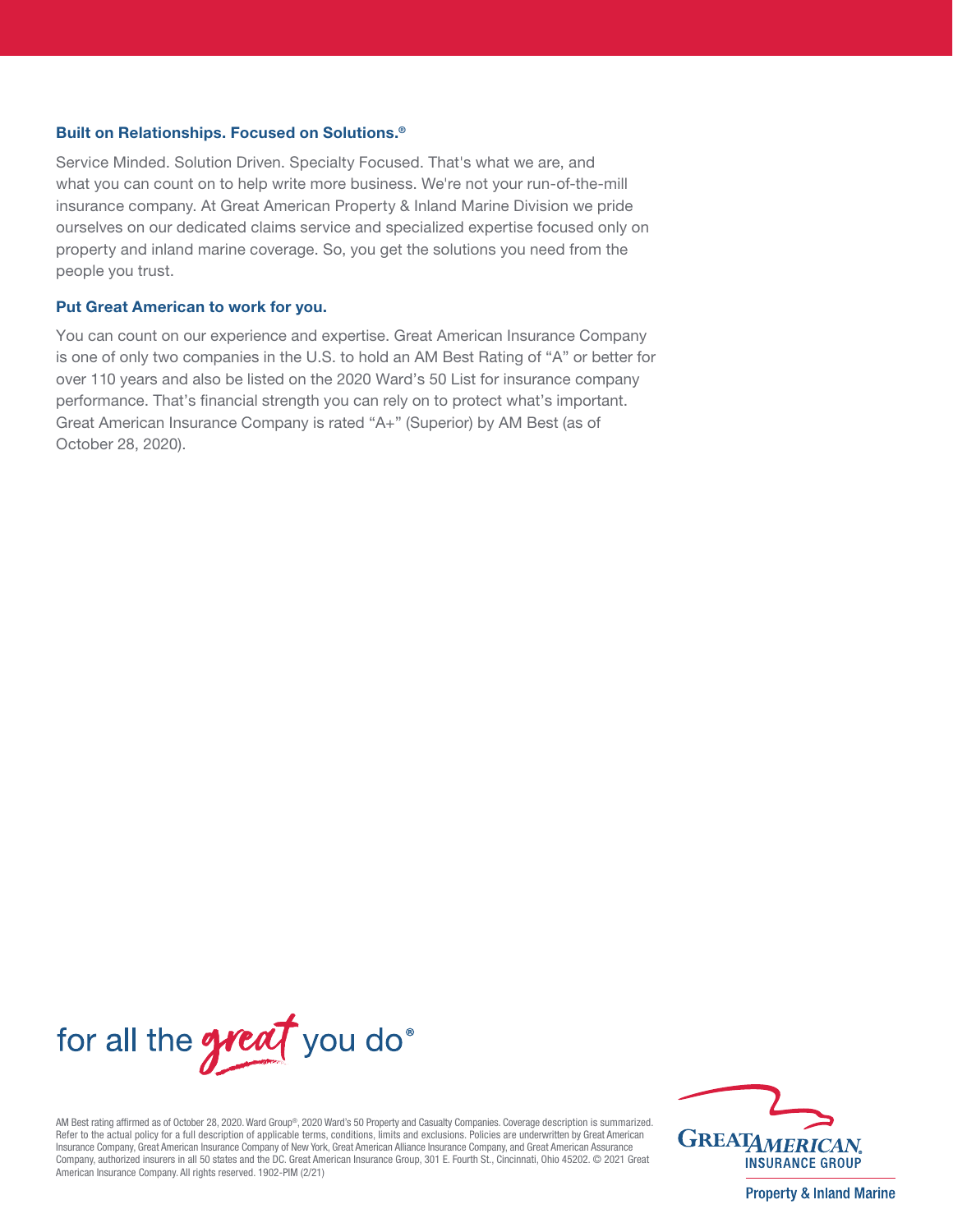### Built on Relationships. Focused on Solutions.®

Service Minded. Solution Driven. Specialty Focused. That's what we are, and what you can count on to help write more business. We're not your run-of-the-mill insurance company. At Great American Property & Inland Marine Division we pride ourselves on our dedicated claims service and specialized expertise focused only on property and inland marine coverage. So, you get the solutions you need from the people you trust.

### Put Great American to work for you.

You can count on our experience and expertise. Great American Insurance Company is one of only two companies in the U.S. to hold an AM Best Rating of "A" or better for over 110 years and also be listed on the 2020 Ward's 50 List for insurance company performance. That's financial strength you can rely on to protect what's important. Great American Insurance Company is rated "A+" (Superior) by AM Best (as of October 28, 2020).

for all the great you do®

AM Best rating affirmed as of October 28, 2020. Ward Group®, 2020 Ward's 50 Property and Casualty Companies. Coverage description is summarized. Refer to the actual policy for a full description of applicable terms, conditions, limits and exclusions. Policies are underwritten by Great American Insurance Company, Great American Insurance Company of New York, Great American Alliance Insurance Company, and Great American Assurance Company, authorized insurers in all 50 states and the DC. Great American Insurance Group, 301 E. Fourth St., Cincinnati, Ohio 45202. © 2021 Great American Insurance Company. All rights reserved. 1902-PIM (2/21)

GREAT AMERICAN. INSURANCE GROUP

Property & Inland Marine